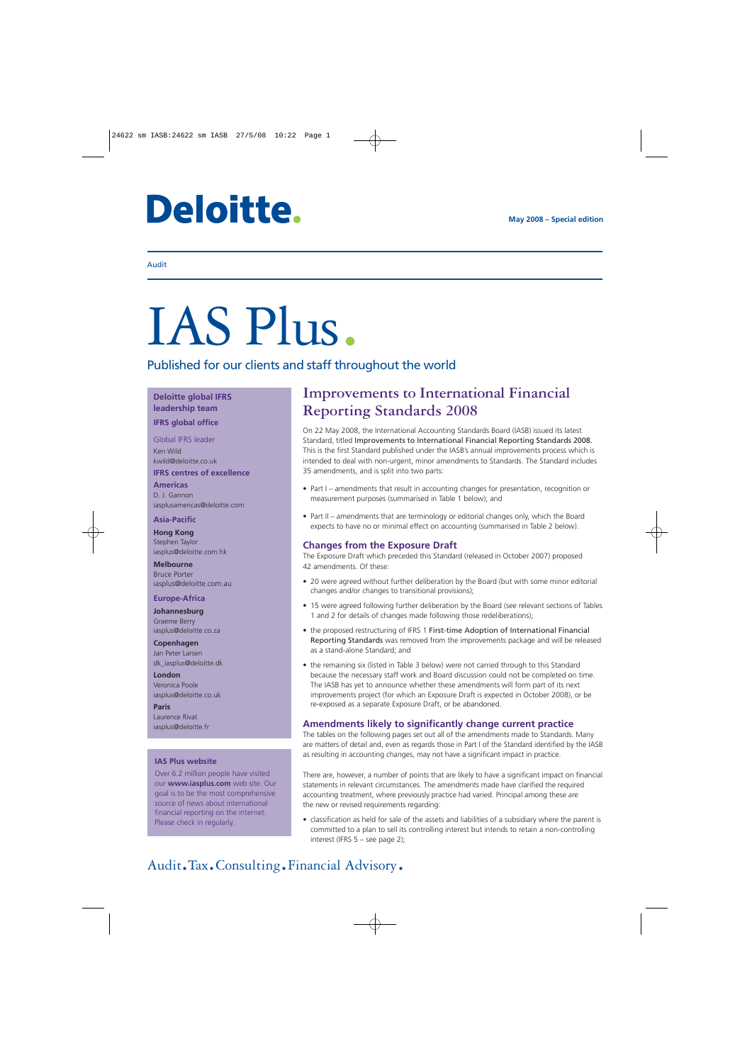Deloitte.

May 2008 – Special edition

Audit

# IAS Plus

Published for our clients and staff throughout the world

**Deloitte global IFRS leadership team**

**IFRS global office**

Global IFRS leader
Ken Wild
kwild@deloitte.co.uk

**IFRS centres of excellence**

**Americas**
D. J. Gannon
iasplusamericas@deloitte.com

**Asia-Pacific**

**Hong Kong**
Stephen Taylor
iasplus@deloitte.com.hk

**Melbourne**
Bruce Porter
iasplus@deloitte.com.au

**Europe-Africa**

**Johannesburg**
Graeme Berry
iasplus@deloitte.co.za

**Copenhagen**
Jan Peter Larsen
dk_iasplus@deloitte.dk

**London**
Veronica Poole
iasplus@deloitte.co.uk

**Paris**
Laurence Rivat
iasplus@deloitte.fr

**IAS Plus website**

Over 6.2 million people have visited our **www.iasplus.com** web site. Our goal is to be the most comprehensive source of news about international financial reporting on the internet. Please check in regularly.

## Improvements to International Financial Reporting Standards 2008

On 22 May 2008, the International Accounting Standards Board (IASB) issued its latest Standard, titled Improvements to International Financial Reporting Standards 2008. This is the first Standard published under the IASB's annual improvements process which is intended to deal with non-urgent, minor amendments to Standards. The Standard includes 35 amendments, and is split into two parts:

- Part I – amendments that result in accounting changes for presentation, recognition or measurement purposes (summarised in Table 1 below); and
- Part II – amendments that are terminology or editorial changes only, which the Board expects to have no or minimal effect on accounting (summarised in Table 2 below).

### Changes from the Exposure Draft

The Exposure Draft which preceded this Standard (released in October 2007) proposed 42 amendments. Of these:

- 20 were agreed without further deliberation by the Board (but with some minor editorial changes and/or changes to transitional provisions);
- 15 were agreed following further deliberation by the Board (see relevant sections of Tables 1 and 2 for details of changes made following those redeliberations);
- the proposed restructuring of IFRS 1 First-time Adoption of International Financial Reporting Standards was removed from the improvements package and will be released as a stand-alone Standard; and
- the remaining six (listed in Table 3 below) were not carried through to this Standard because the necessary staff work and Board discussion could not be completed on time. The IASB has yet to announce whether these amendments will form part of its next improvements project (for which an Exposure Draft is expected in October 2008), or be re-exposed as a separate Exposure Draft, or be abandoned.

### Amendments likely to significantly change current practice

The tables on the following pages set out all of the amendments made to Standards. Many are matters of detail and, even as regards those in Part I of the Standard identified by the IASB as resulting in accounting changes, may not have a significant impact in practice.

There are, however, a number of points that are likely to have a significant impact on financial statements in relevant circumstances. The amendments made have clarified the required accounting treatment, where previously practice had varied. Principal among these are the new or revised requirements regarding:

- classification as held for sale of the assets and liabilities of a subsidiary where the parent is committed to a plan to sell its controlling interest but intends to retain a non-controlling interest (IFRS 5 – see page 2);

Audit.Tax.Consulting.Financial Advisory.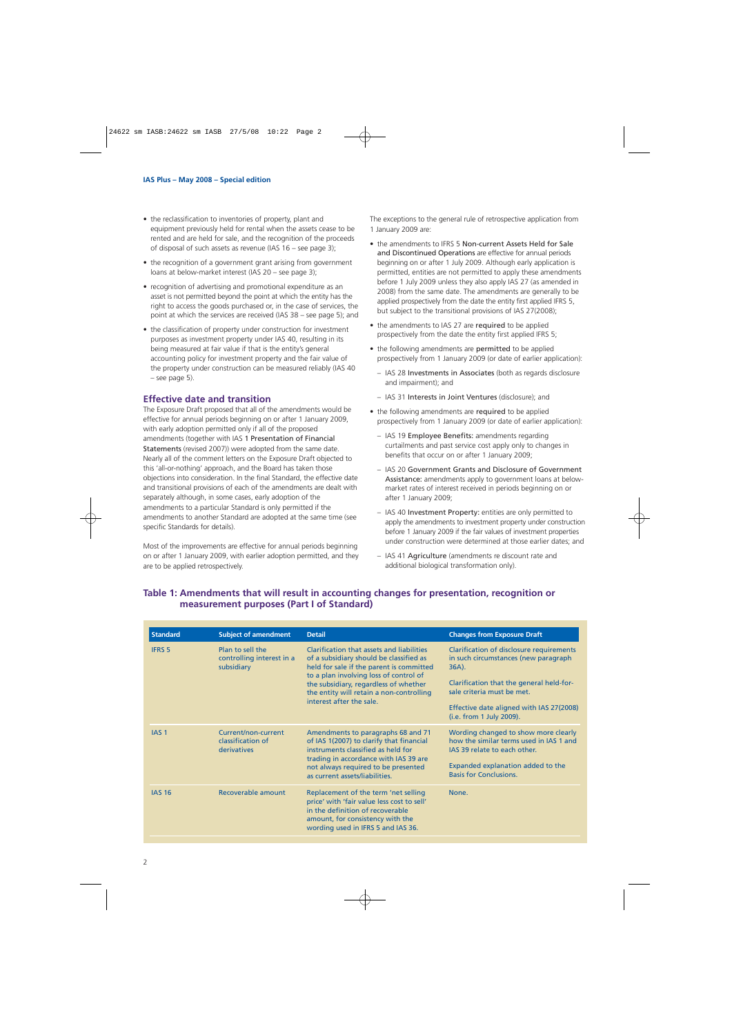- the reclassification to inventories of property, plant and equipment previously held for rental when the assets cease to be rented and are held for sale, and the recognition of the proceeds of disposal of such assets as revenue (IAS 16 – see page 3);
- the recognition of a government grant arising from government loans at below-market interest (IAS 20 – see page 3);
- recognition of advertising and promotional expenditure as an asset is not permitted beyond the point at which the entity has the right to access the goods purchased or, in the case of services, the point at which the services are received (IAS 38 – see page 5); and
- the classification of property under construction for investment purposes as investment property under IAS 40, resulting in its being measured at fair value if that is the entity's general accounting policy for investment property and the fair value of the property under construction can be measured reliably (IAS 40 – see page 5).

## Effective date and transition

The Exposure Draft proposed that all of the amendments would be effective for annual periods beginning on or after 1 January 2009, with early adoption permitted only if all of the proposed amendments (together with IAS 1 Presentation of Financial Statements (revised 2007)) were adopted from the same date. Nearly all of the comment letters on the Exposure Draft objected to this 'all-or-nothing' approach, and the Board has taken those objections into consideration. In the final Standard, the effective date and transitional provisions of each of the amendments are dealt with separately although, in some cases, early adoption of the amendments to a particular Standard is only permitted if the amendments to another Standard are adopted at the same time (see specific Standards for details).

Most of the improvements are effective for annual periods beginning on or after 1 January 2009, with earlier adoption permitted, and they are to be applied retrospectively.

The exceptions to the general rule of retrospective application from 1 January 2009 are:

- the amendments to IFRS 5 Non-current Assets Held for Sale and Discontinued Operations are effective for annual periods beginning on or after 1 July 2009. Although early application is permitted, entities are not permitted to apply these amendments before 1 July 2009 unless they also apply IAS 27 (as amended in 2008) from the same date. The amendments are generally to be applied prospectively from the date the entity first applied IFRS 5, but subject to the transitional provisions of IAS 27(2008);
- the amendments to IAS 27 are required to be applied prospectively from the date the entity first applied IFRS 5;
- the following amendments are permitted to be applied prospectively from 1 January 2009 (or date of earlier application):
  - IAS 28 Investments in Associates (both as regards disclosure and impairment); and
  - IAS 31 Interests in Joint Ventures (disclosure); and
- the following amendments are required to be applied prospectively from 1 January 2009 (or date of earlier application):
  - IAS 19 Employee Benefits: amendments regarding curtailments and past service cost apply only to changes in benefits that occur on or after 1 January 2009;
  - IAS 20 Government Grants and Disclosure of Government Assistance: amendments apply to government loans at below-market rates of interest received in periods beginning on or after 1 January 2009;
  - IAS 40 Investment Property: entities are only permitted to apply the amendments to investment property under construction before 1 January 2009 if the fair values of investment properties under construction were determined at those earlier dates; and
  - IAS 41 Agriculture (amendments re discount rate and additional biological transformation only).

## Table 1: Amendments that will result in accounting changes for presentation, recognition or measurement purposes (Part I of Standard)

| Standard | Subject of amendment | Detail | Changes from Exposure Draft |
|---|---|---|---|
| IFRS 5 | Plan to sell the controlling interest in a subsidiary | Clarification that assets and liabilities of a subsidiary should be classified as held for sale if the parent is committed to a plan involving loss of control of the subsidiary, regardless of whether the entity will retain a non-controlling interest after the sale. | Clarification of disclosure requirements in such circumstances (new paragraph 36A).<br><br>Clarification that the general held-for-sale criteria must be met.<br><br>Effective date aligned with IAS 27(2008) (i.e. from 1 July 2009). |
| IAS 1 | Current/non-current classification of derivatives | Amendments to paragraphs 68 and 71 of IAS 1(2007) to clarify that financial instruments classified as held for trading in accordance with IAS 39 are not always required to be presented as current assets/liabilities. | Wording changed to show more clearly how the similar terms used in IAS 1 and IAS 39 relate to each other.<br><br>Expanded explanation added to the Basis for Conclusions. |
| IAS 16 | Recoverable amount | Replacement of the term 'net selling price' with 'fair value less cost to sell' in the definition of recoverable amount, for consistency with the wording used in IFRS 5 and IAS 36. | None. |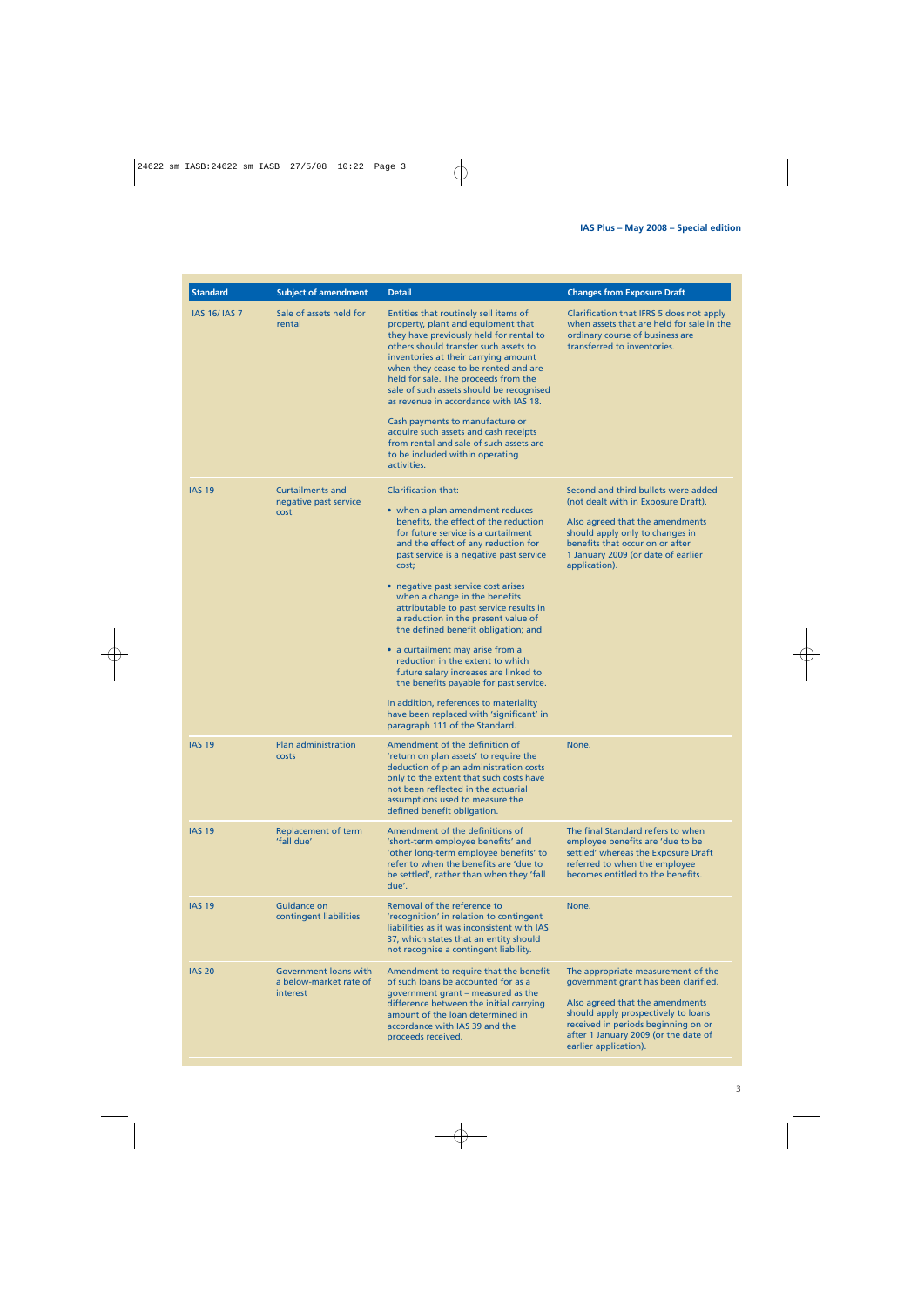| Standard | Subject of amendment | Detail | Changes from Exposure Draft |
|---|---|---|---|
| IAS 16/ IAS 7 | Sale of assets held for rental | Entities that routinely sell items of property, plant and equipment that they have previously held for rental to others should transfer such assets to inventories at their carrying amount when they cease to be rented and are held for sale. The proceeds from the sale of such assets should be recognised as revenue in accordance with IAS 18.<br><br>Cash payments to manufacture or acquire such assets and cash receipts from rental and sale of such assets are to be included within operating activities. | Clarification that IFRS 5 does not apply when assets that are held for sale in the ordinary course of business are transferred to inventories. |
| IAS 19 | Curtailments and negative past service cost | Clarification that:<br><br>• when a plan amendment reduces benefits, the effect of the reduction for future service is a curtailment and the effect of any reduction for past service is a negative past service cost;<br><br>• negative past service cost arises when a change in the benefits attributable to past service results in a reduction in the present value of the defined benefit obligation; and<br><br>• a curtailment may arise from a reduction in the extent to which future salary increases are linked to the benefits payable for past service.<br><br>In addition, references to materiality have been replaced with 'significant' in paragraph 111 of the Standard. | Second and third bullets were added (not dealt with in Exposure Draft).<br><br>Also agreed that the amendments should apply only to changes in benefits that occur on or after 1 January 2009 (or date of earlier application). |
| IAS 19 | Plan administration costs | Amendment of the definition of 'return on plan assets' to require the deduction of plan administration costs only to the extent that such costs have not been reflected in the actuarial assumptions used to measure the defined benefit obligation. | None. |
| IAS 19 | Replacement of term 'fall due' | Amendment of the definitions of 'short-term employee benefits' and 'other long-term employee benefits' to refer to when the benefits are 'due to be settled', rather than when they 'fall due'. | The final Standard refers to when employee benefits are 'due to be settled' whereas the Exposure Draft referred to when the employee becomes entitled to the benefits. |
| IAS 19 | Guidance on contingent liabilities | Removal of the reference to 'recognition' in relation to contingent liabilities as it was inconsistent with IAS 37, which states that an entity should not recognise a contingent liability. | None. |
| IAS 20 | Government loans with a below-market rate of interest | Amendment to require that the benefit of such loans be accounted for as a government grant – measured as the difference between the initial carrying amount of the loan determined in accordance with IAS 39 and the proceeds received. | The appropriate measurement of the government grant has been clarified.<br><br>Also agreed that the amendments should apply prospectively to loans received in periods beginning on or after 1 January 2009 (or the date of earlier application). |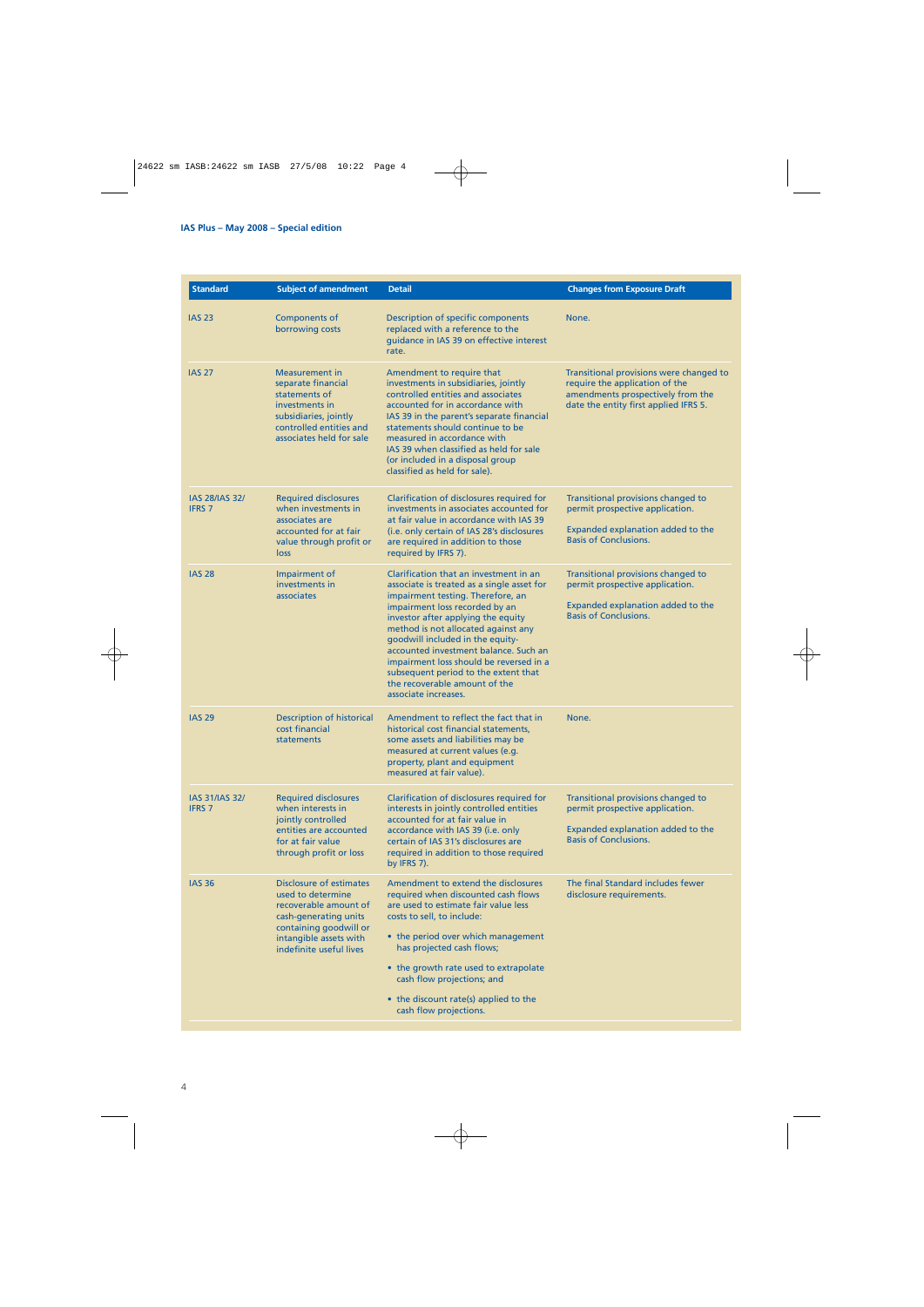| Standard | Subject of amendment | Detail | Changes from Exposure Draft |
|---|---|---|---|
| IAS 23 | Components of borrowing costs | Description of specific components replaced with a reference to the guidance in IAS 39 on effective interest rate. | None. |
| IAS 27 | Measurement in separate financial statements of investments in subsidiaries, jointly controlled entities and associates held for sale | Amendment to require that investments in subsidiaries, jointly controlled entities and associates accounted for in accordance with IAS 39 in the parent's separate financial statements should continue to be measured in accordance with IAS 39 when classified as held for sale (or included in a disposal group classified as held for sale). | Transitional provisions were changed to require the application of the amendments prospectively from the date the entity first applied IFRS 5. |
| IAS 28/IAS 32/ IFRS 7 | Required disclosures when investments in associates are accounted for at fair value through profit or loss | Clarification of disclosures required for investments in associates accounted for at fair value in accordance with IAS 39 (i.e. only certain of IAS 28's disclosures are required in addition to those required by IFRS 7). | Transitional provisions changed to permit prospective application.<br><br>Expanded explanation added to the Basis of Conclusions. |
| IAS 28 | Impairment of investments in associates | Clarification that an investment in an associate is treated as a single asset for impairment testing. Therefore, an impairment loss recorded by an investor after applying the equity method is not allocated against any goodwill included in the equity-accounted investment balance. Such an impairment loss should be reversed in a subsequent period to the extent that the recoverable amount of the associate increases. | Transitional provisions changed to permit prospective application.<br><br>Expanded explanation added to the Basis of Conclusions. |
| IAS 29 | Description of historical cost financial statements | Amendment to reflect the fact that in historical cost financial statements, some assets and liabilities may be measured at current values (e.g. property, plant and equipment measured at fair value). | None. |
| IAS 31/IAS 32/ IFRS 7 | Required disclosures when interests in jointly controlled entities are accounted for at fair value through profit or loss | Clarification of disclosures required for interests in jointly controlled entities accounted for at fair value in accordance with IAS 39 (i.e. only certain of IAS 31's disclosures are required in addition to those required by IFRS 7). | Transitional provisions changed to permit prospective application.<br><br>Expanded explanation added to the Basis of Conclusions. |
| IAS 36 | Disclosure of estimates used to determine recoverable amount of cash-generating units containing goodwill or intangible assets with indefinite useful lives | Amendment to extend the disclosures required when discounted cash flows are used to estimate fair value less costs to sell, to include:<br>• the period over which management has projected cash flows;<br>• the growth rate used to extrapolate cash flow projections; and<br>• the discount rate(s) applied to the cash flow projections. | The final Standard includes fewer disclosure requirements. |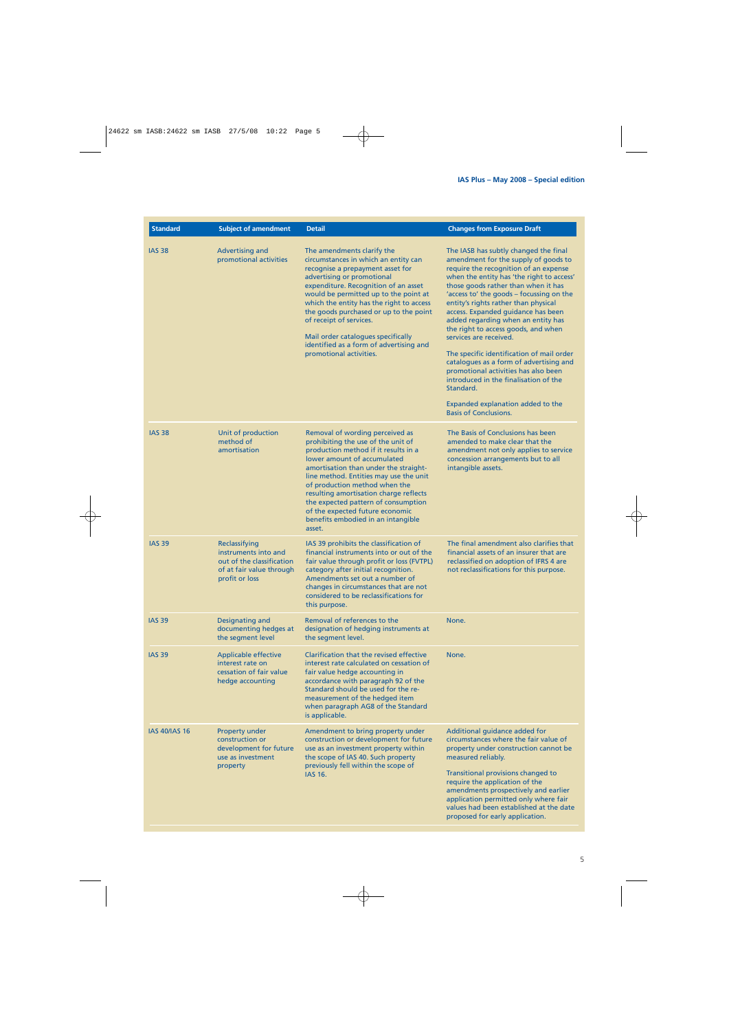| Standard | Subject of amendment | Detail | Changes from Exposure Draft |
|---|---|---|---|
| IAS 38 | Advertising and promotional activities | The amendments clarify the circumstances in which an entity can recognise a prepayment asset for advertising or promotional expenditure. Recognition of an asset would be permitted up to the point at which the entity has the right to access the goods purchased or up to the point of receipt of services.<br><br>Mail order catalogues specifically identified as a form of advertising and promotional activities. | The IASB has subtly changed the final amendment for the supply of goods to require the recognition of an expense when the entity has 'the right to access' those goods rather than when it has 'access to' the goods – focussing on the entity's rights rather than physical access. Expanded guidance has been added regarding when an entity has the right to access goods, and when services are received.<br><br>The specific identification of mail order catalogues as a form of advertising and promotional activities has also been introduced in the finalisation of the Standard.<br><br>Expanded explanation added to the Basis of Conclusions. |
| IAS 38 | Unit of production method of amortisation | Removal of wording perceived as prohibiting the use of the unit of production method if it results in a lower amount of accumulated amortisation than under the straight-line method. Entities may use the unit of production method when the resulting amortisation charge reflects the expected pattern of consumption of the expected future economic benefits embodied in an intangible asset. | The Basis of Conclusions has been amended to make clear that the amendment not only applies to service concession arrangements but to all intangible assets. |
| IAS 39 | Reclassifying instruments into and out of the classification of at fair value through profit or loss | IAS 39 prohibits the classification of financial instruments into or out of the fair value through profit or loss (FVTPL) category after initial recognition. Amendments set out a number of changes in circumstances that are not considered to be reclassifications for this purpose. | The final amendment also clarifies that financial assets of an insurer that are reclassified on adoption of IFRS 4 are not reclassifications for this purpose. |
| IAS 39 | Designating and documenting hedges at the segment level | Removal of references to the designation of hedging instruments at the segment level. | None. |
| IAS 39 | Applicable effective interest rate on cessation of fair value hedge accounting | Clarification that the revised effective interest rate calculated on cessation of fair value hedge accounting in accordance with paragraph 92 of the Standard should be used for the re-measurement of the hedged item when paragraph AG8 of the Standard is applicable. | None. |
| IAS 40/IAS 16 | Property under construction or development for future use as investment property | Amendment to bring property under construction or development for future use as an investment property within the scope of IAS 40. Such property previously fell within the scope of IAS 16. | Additional guidance added for circumstances where the fair value of property under construction cannot be measured reliably.<br><br>Transitional provisions changed to require the application of the amendments prospectively and earlier application permitted only where fair values had been established at the date proposed for early application. |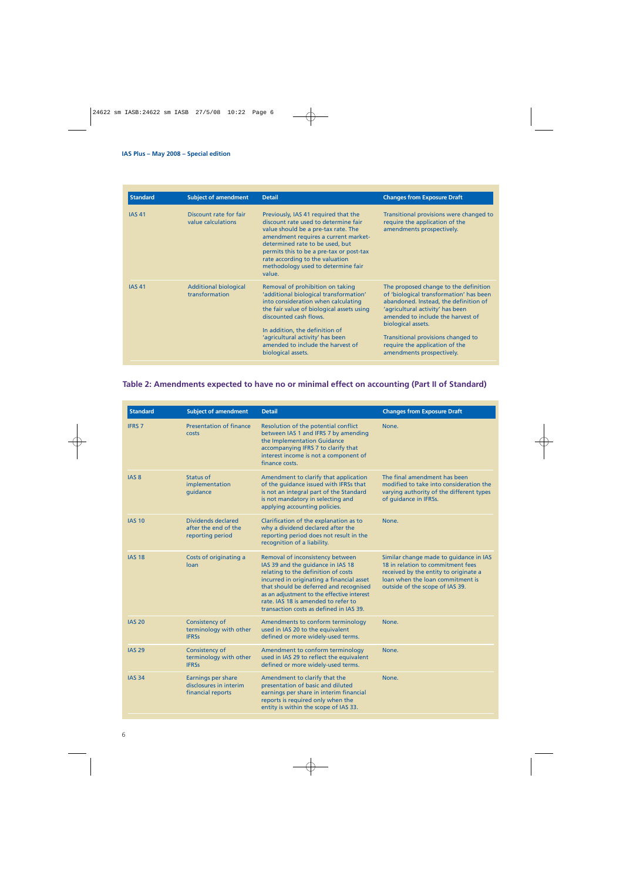| Standard | Subject of amendment | Detail | Changes from Exposure Draft |
|---|---|---|---|
| IAS 41 | Discount rate for fair value calculations | Previously, IAS 41 required that the discount rate used to determine fair value should be a pre-tax rate. The amendment requires a current market-determined rate to be used, but permits this to be a pre-tax or post-tax rate according to the valuation methodology used to determine fair value. | Transitional provisions were changed to require the application of the amendments prospectively. |
| IAS 41 | Additional biological transformation | Removal of prohibition on taking 'additional biological transformation' into consideration when calculating the fair value of biological assets using discounted cash flows.<br><br>In addition, the definition of 'agricultural activity' has been amended to include the harvest of biological assets. | The proposed change to the definition of 'biological transformation' has been abandoned. Instead, the definition of 'agricultural activity' has been amended to include the harvest of biological assets.<br><br>Transitional provisions changed to require the application of the amendments prospectively. |

## Table 2: Amendments expected to have no or minimal effect on accounting (Part II of Standard)

| Standard | Subject of amendment | Detail | Changes from Exposure Draft |
|---|---|---|---|
| IFRS 7 | Presentation of finance costs | Resolution of the potential conflict between IAS 1 and IFRS 7 by amending the Implementation Guidance accompanying IFRS 7 to clarify that interest income is not a component of finance costs. | None. |
| IAS 8 | Status of implementation guidance | Amendment to clarify that application of the guidance issued with IFRSs that is not an integral part of the Standard is not mandatory in selecting and applying accounting policies. | The final amendment has been modified to take into consideration the varying authority of the different types of guidance in IFRSs. |
| IAS 10 | Dividends declared after the end of the reporting period | Clarification of the explanation as to why a dividend declared after the reporting period does not result in the recognition of a liability. | None. |
| IAS 18 | Costs of originating a loan | Removal of inconsistency between IAS 39 and the guidance in IAS 18 relating to the definition of costs incurred in originating a financial asset that should be deferred and recognised as an adjustment to the effective interest rate. IAS 18 is amended to refer to transaction costs as defined in IAS 39. | Similar change made to guidance in IAS 18 in relation to commitment fees received by the entity to originate a loan when the loan commitment is outside of the scope of IAS 39. |
| IAS 20 | Consistency of terminology with other IFRSs | Amendments to conform terminology used in IAS 20 to the equivalent defined or more widely-used terms. | None. |
| IAS 29 | Consistency of terminology with other IFRSs | Amendment to conform terminology used in IAS 29 to reflect the equivalent defined or more widely-used terms. | None. |
| IAS 34 | Earnings per share disclosures in interim financial reports | Amendment to clarify that the presentation of basic and diluted earnings per share in interim financial reports is required only when the entity is within the scope of IAS 33. | None. |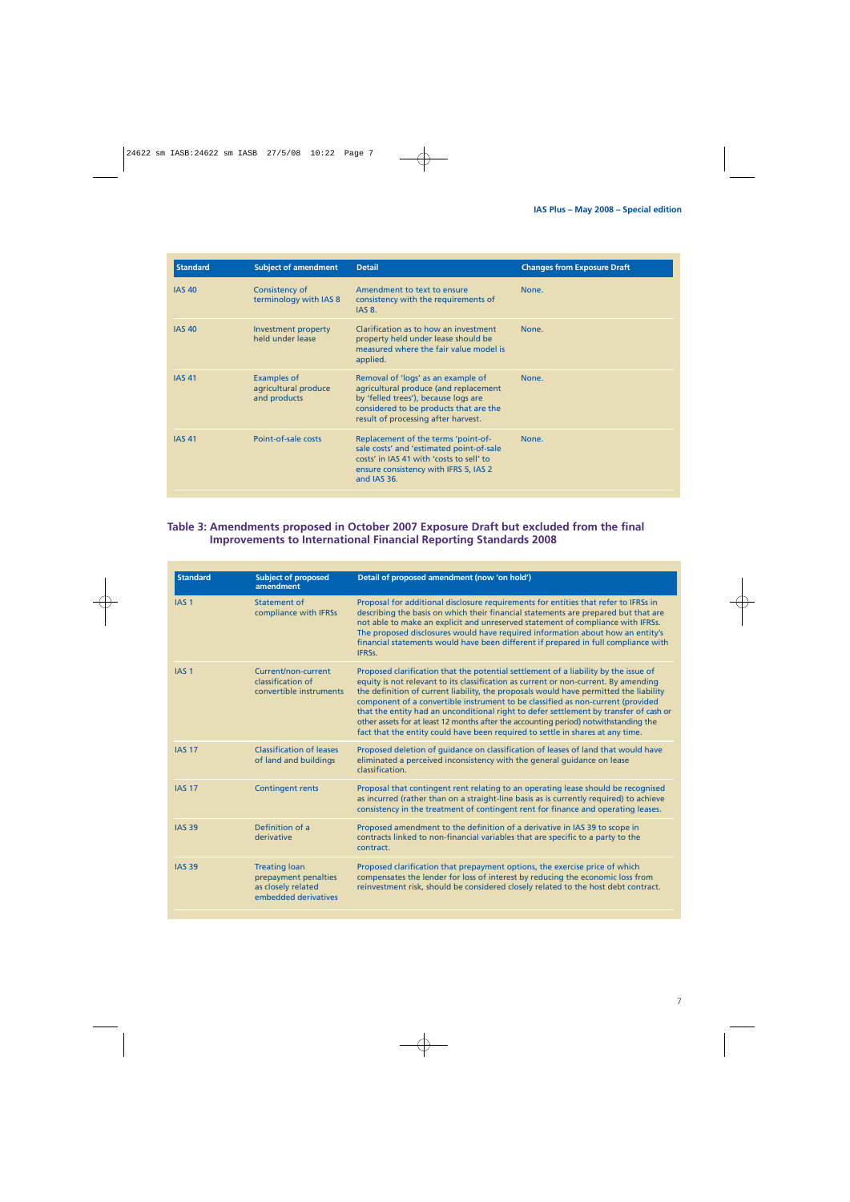| Standard | Subject of amendment | Detail | Changes from Exposure Draft |
|---|---|---|---|
| IAS 40 | Consistency of terminology with IAS 8 | Amendment to text to ensure consistency with the requirements of IAS 8. | None. |
| IAS 40 | Investment property held under lease | Clarification as to how an investment property held under lease should be measured where the fair value model is applied. | None. |
| IAS 41 | Examples of agricultural produce and products | Removal of 'logs' as an example of agricultural produce (and replacement by 'felled trees'), because logs are considered to be products that are the result of processing after harvest. | None. |
| IAS 41 | Point-of-sale costs | Replacement of the terms 'point-of-sale costs' and 'estimated point-of-sale costs' in IAS 41 with 'costs to sell' to ensure consistency with IFRS 5, IAS 2 and IAS 36. | None. |

## Table 3: Amendments proposed in October 2007 Exposure Draft but excluded from the final Improvements to International Financial Reporting Standards 2008

| Standard | Subject of proposed amendment | Detail of proposed amendment (now 'on hold') |
|---|---|---|
| IAS 1 | Statement of compliance with IFRSs | Proposal for additional disclosure requirements for entities that refer to IFRSs in describing the basis on which their financial statements are prepared but that are not able to make an explicit and unreserved statement of compliance with IFRSs. The proposed disclosures would have required information about how an entity's financial statements would have been different if prepared in full compliance with IFRSs. |
| IAS 1 | Current/non-current classification of convertible instruments | Proposed clarification that the potential settlement of a liability by the issue of equity is not relevant to its classification as current or non-current. By amending the definition of current liability, the proposals would have permitted the liability component of a convertible instrument to be classified as non-current (provided that the entity had an unconditional right to defer settlement by transfer of cash or other assets for at least 12 months after the accounting period) notwithstanding the fact that the entity could have been required to settle in shares at any time. |
| IAS 17 | Classification of leases of land and buildings | Proposed deletion of guidance on classification of leases of land that would have eliminated a perceived inconsistency with the general guidance on lease classification. |
| IAS 17 | Contingent rents | Proposal that contingent rent relating to an operating lease should be recognised as incurred (rather than on a straight-line basis as is currently required) to achieve consistency in the treatment of contingent rent for finance and operating leases. |
| IAS 39 | Definition of a derivative | Proposed amendment to the definition of a derivative in IAS 39 to scope in contracts linked to non-financial variables that are specific to a party to the contract. |
| IAS 39 | Treating loan prepayment penalties as closely related embedded derivatives | Proposed clarification that prepayment options, the exercise price of which compensates the lender for loss of interest by reducing the economic loss from reinvestment risk, should be considered closely related to the host debt contract. |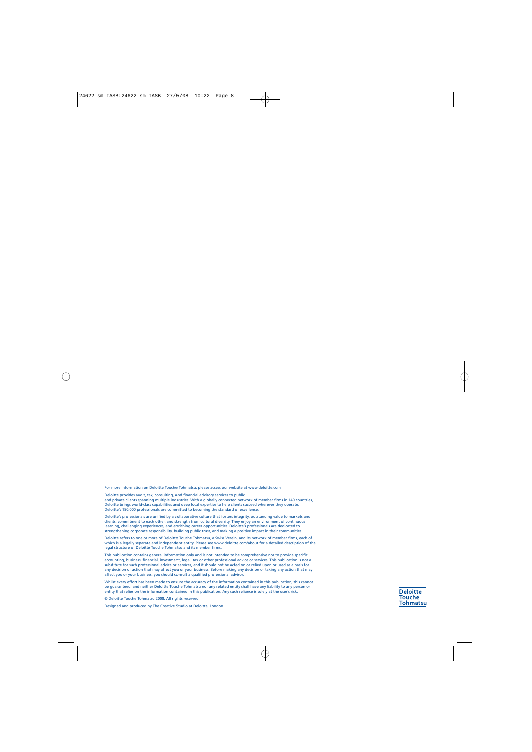For more information on Deloitte Touche Tohmatsu, please access our website at www.deloitte.com

Deloitte provides audit, tax, consulting, and financial advisory services to public and private clients spanning multiple industries. With a globally connected network of member firms in 140 countries, Deloitte brings world-class capabilities and deep local expertise to help clients succeed wherever they operate. Deloitte's 150,000 professionals are committed to becoming the standard of excellence.

Deloitte's professionals are unified by a collaborative culture that fosters integrity, outstanding value to markets and clients, commitment to each other, and strength from cultural diversity. They enjoy an environment of continuous learning, challenging experiences, and enriching career opportunities. Deloitte's professionals are dedicated to strengthening corporate responsibility, building public trust, and making a positive impact in their communities.

Deloitte refers to one or more of Deloitte Touche Tohmatsu, a Swiss Verein, and its network of member firms, each of which is a legally separate and independent entity. Please see www.deloitte.com/about for a detailed description of the legal structure of Deloitte Touche Tohmatsu and its member firms.

This publication contains general information only and is not intended to be comprehensive nor to provide specific accounting, business, financial, investment, legal, tax or other professional advice or services. This publication is not a substitute for such professional advice or services, and it should not be acted on or relied upon or used as a basis for any decision or action that may affect you or your business. Before making any decision or taking any action that may affect you or your business, you should consult a qualified professional advisor.

Whilst every effort has been made to ensure the accuracy of the information contained in this publication, this cannot be guaranteed, and neither Deloitte Touche Tohmatsu nor any related entity shall have any liability to any person or entity that relies on the information contained in this publication. Any such reliance is solely at the user's risk.

© Deloitte Touche Tohmatsu 2008. All rights reserved.

Designed and produced by The Creative Studio at Deloitte, London.

Deloitte
Touche
Tohmatsu